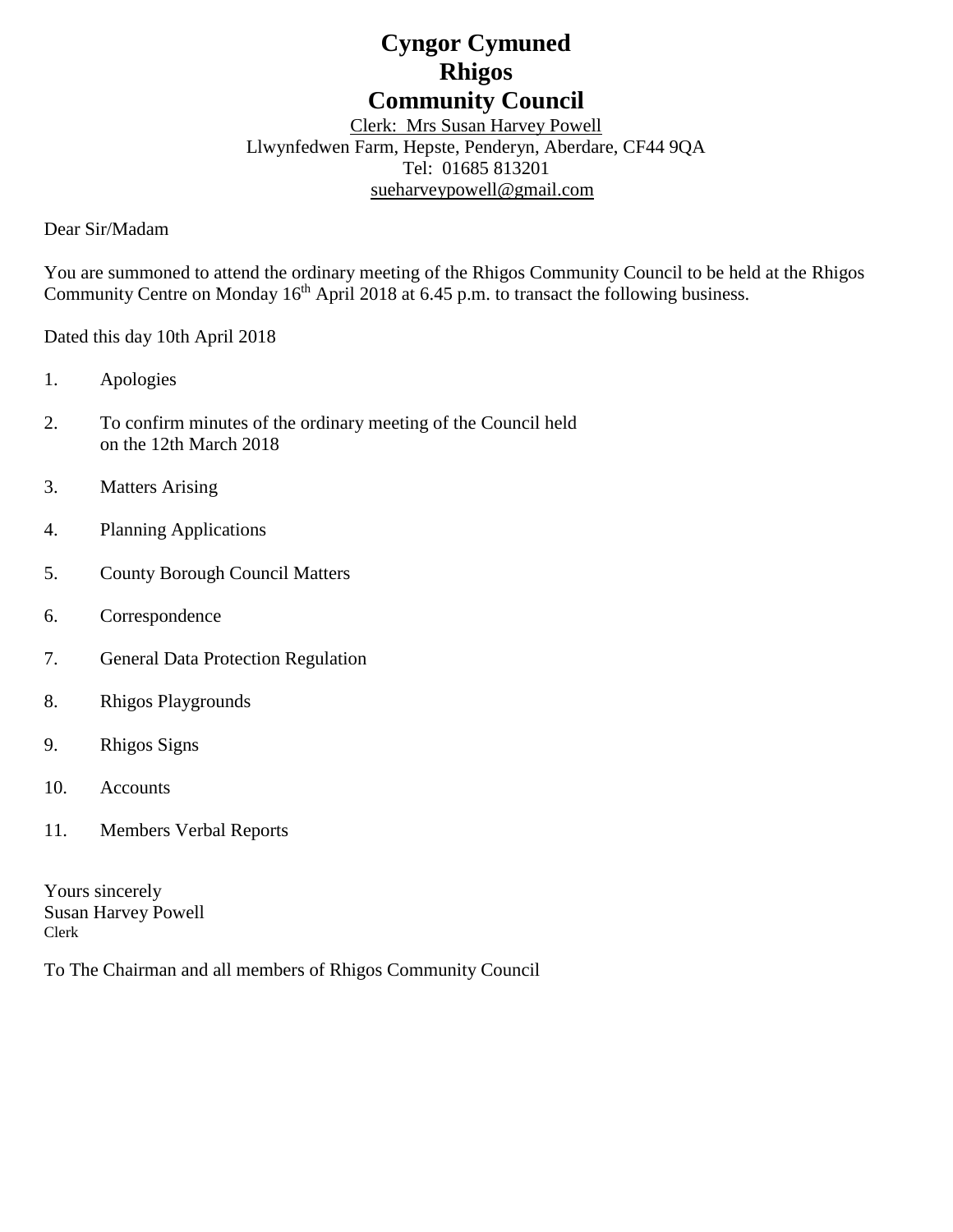# Cyngor Cymuned
# Rhigos
# Community Council

Clerk: Mrs Susan Harvey Powell
Llwynfedwen Farm, Hepste, Penderyn, Aberdare, CF44 9QA
Tel: 01685 813201
sueharveypowell@gmail.com

Dear Sir/Madam

You are summoned to attend the ordinary meeting of the Rhigos Community Council to be held at the Rhigos Community Centre on Monday 16th April 2018 at 6.45 p.m. to transact the following business.

Dated this day 10th April 2018

1. Apologies
2. To confirm minutes of the ordinary meeting of the Council held on the 12th March 2018
3. Matters Arising
4. Planning Applications
5. County Borough Council Matters
6. Correspondence
7. General Data Protection Regulation
8. Rhigos Playgrounds
9. Rhigos Signs
10. Accounts
11. Members Verbal Reports

Yours sincerely
Susan Harvey Powell
Clerk

To The Chairman and all members of Rhigos Community Council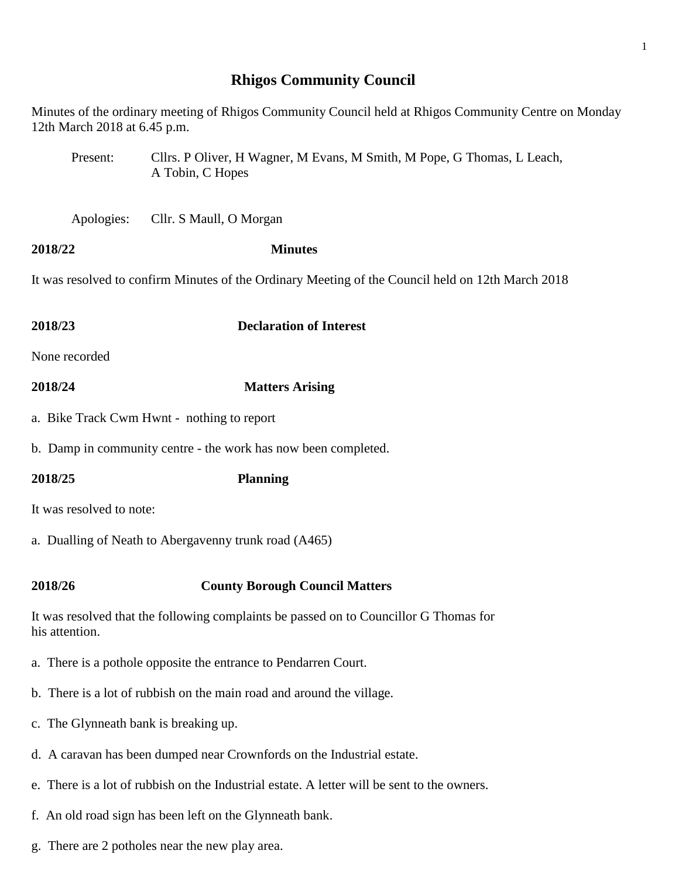# Rhigos Community Council

Minutes of the ordinary meeting of Rhigos Community Council held at Rhigos Community Centre on Monday 12th March 2018 at 6.45 p.m.

Present: Cllrs. P Oliver, H Wagner, M Evans, M Smith, M Pope, G Thomas, L Leach, A Tobin, C Hopes

Apologies: Cllr. S Maull, O Morgan

**2018/22** **Minutes**

It was resolved to confirm Minutes of the Ordinary Meeting of the Council held on 12th March 2018

**2018/23** **Declaration of Interest**

None recorded

**2018/24** **Matters Arising**

a. Bike Track Cwm Hwnt - nothing to report

b. Damp in community centre - the work has now been completed.

**2018/25** **Planning**

It was resolved to note:

a. Dualling of Neath to Abergavenny trunk road (A465)

**2018/26** **County Borough Council Matters**

It was resolved that the following complaints be passed on to Councillor G Thomas for his attention.

a. There is a pothole opposite the entrance to Pendarren Court.

b. There is a lot of rubbish on the main road and around the village.

c. The Glynneath bank is breaking up.

d. A caravan has been dumped near Crownfords on the Industrial estate.

e. There is a lot of rubbish on the Industrial estate. A letter will be sent to the owners.

f. An old road sign has been left on the Glynneath bank.

g. There are 2 potholes near the new play area.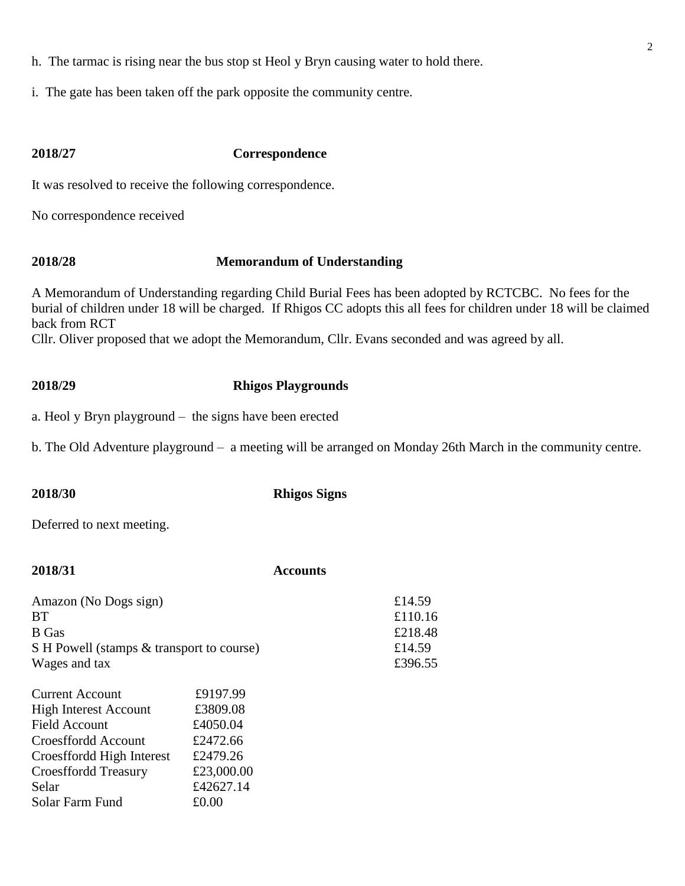h. The tarmac is rising near the bus stop st Heol y Bryn causing water to hold there.

i. The gate has been taken off the park opposite the community centre.

**2018/27 Correspondence**

It was resolved to receive the following correspondence.

No correspondence received

**2018/28 Memorandum of Understanding**

A Memorandum of Understanding regarding Child Burial Fees has been adopted by RCTCBC. No fees for the burial of children under 18 will be charged. If Rhigos CC adopts this all fees for children under 18 will be claimed back from RCT
Cllr. Oliver proposed that we adopt the Memorandum, Cllr. Evans seconded and was agreed by all.

**2018/29 Rhigos Playgrounds**

a. Heol y Bryn playground – the signs have been erected

b. The Old Adventure playground – a meeting will be arranged on Monday 26th March in the community centre.

**2018/30 Rhigos Signs**

Deferred to next meeting.

**2018/31 Accounts**

| | |
|---|---|
| Amazon (No Dogs sign) | £14.59 |
| BT | £110.16 |
| B Gas | £218.48 |
| S H Powell (stamps & transport to course) | £14.59 |
| Wages and tax | £396.55 |

| | |
|---|---|
| Current Account | £9197.99 |
| High Interest Account | £3809.08 |
| Field Account | £4050.04 |
| Croesffordd Account | £2472.66 |
| Croesffordd High Interest | £2479.26 |
| Croesffordd Treasury | £23,000.00 |
| Selar | £42627.14 |
| Solar Farm Fund | £0.00 |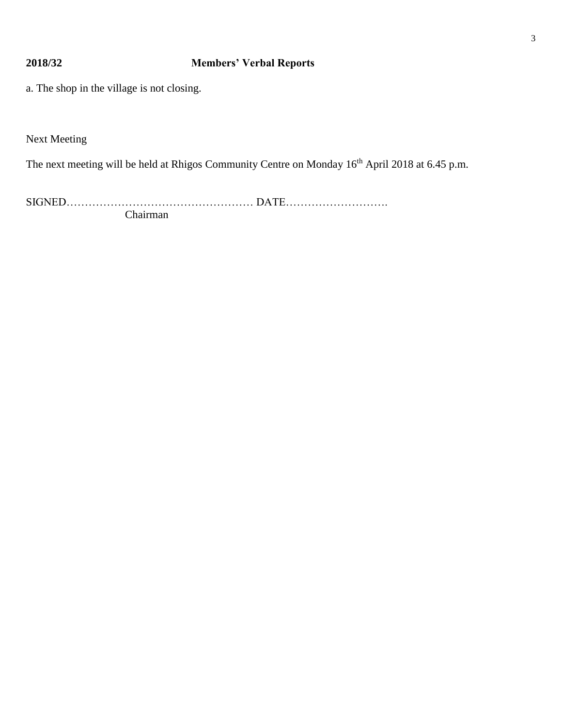**2018/32 Members' Verbal Reports**

a. The shop in the village is not closing.

Next Meeting

The next meeting will be held at Rhigos Community Centre on Monday 16th April 2018 at 6.45 p.m.

SIGNED…………………………………………… DATE……………………….
Chairman